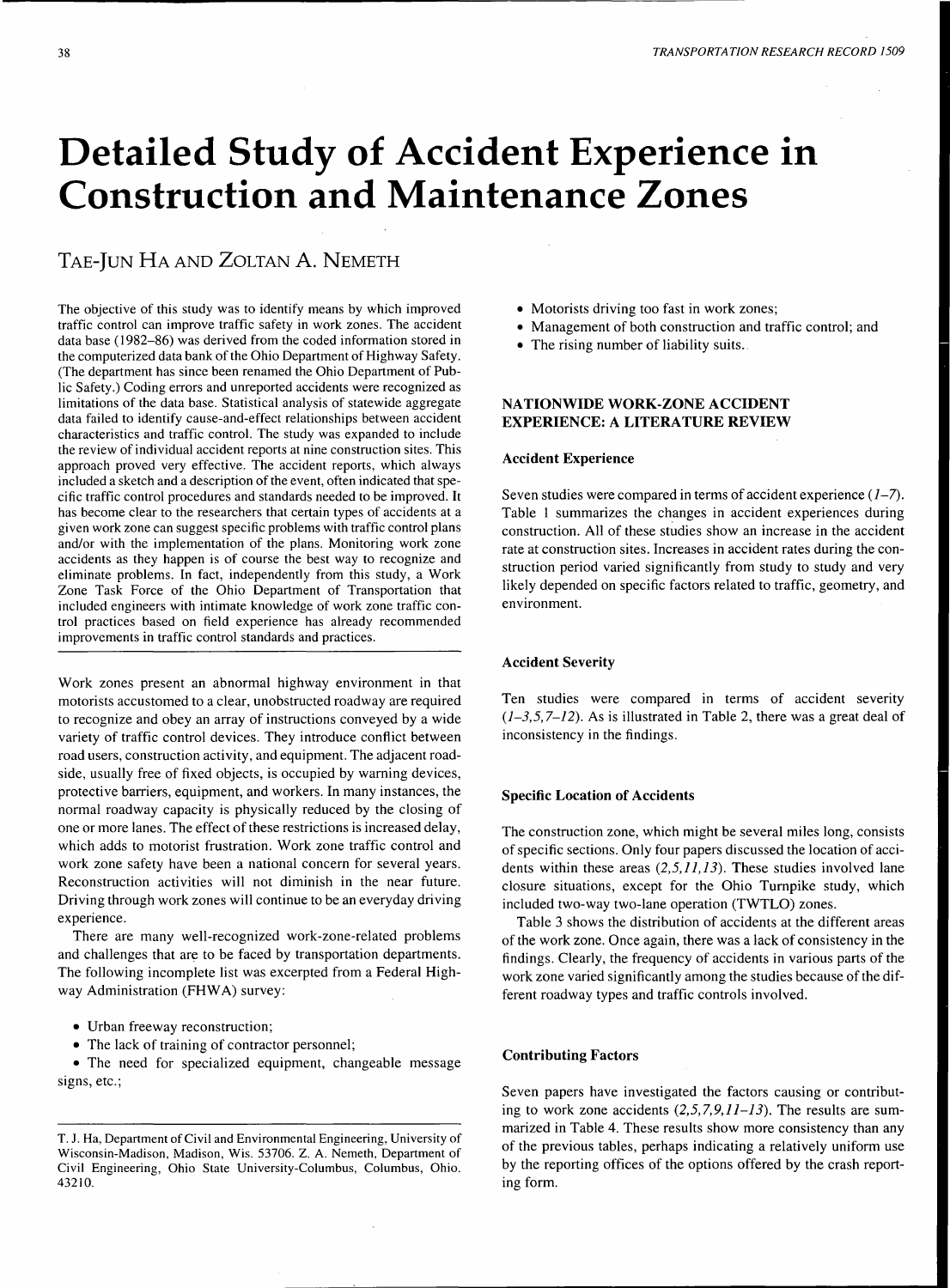# Detailed Study of Accident Experience in Construction and Maintenance Zones

TAE-JUN HA AND ZOLTAN A. NEMETH

The objective of this study was to identify means by which improved traffic control can improve traffic safety in work zones. The accident data base (1982–86) was derived from the coded information stored in the computerized data bank of the Ohio Department of Highway Safety. (The department has since been renamed the Ohio Department of Public Safety.) Coding errors and unreported accidents were recognized as limitations of the data base. Statistical analysis of statewide aggregate data failed to identify cause-and-effect relationships between accident characteristics and traffic control. The study was expanded to include the review of individual accident reports at nine construction sites. This approach proved very effective. The accident reports, which always included a sketch and a description of the event, often indicated that specific traffic control procedures and standards needed to be improved. It has become clear to the researchers that certain types of accidents at a given work zone can suggest specific problems with traffic control plans and/or with the implementation of the plans. Monitoring work zone accidents as they happen is of course the best way to recognize and eliminate problems. In fact, independently from this study, a Work Zone Task Force of the Ohio Department of Transportation that included engineers with intimate knowledge of work zone traffic control practices based on field experience has already recommended improvements in traffic control standards and practices.

Work zones present an abnormal highway environment in that motorists accustomed to a clear, unobstructed roadway are required to recognize and obey an array of instructions conveyed by a wide variety of traffic control devices. They introduce conflict between road users, construction activity, and equipment. The adjacent roadside, usually free of fixed objects, is occupied by warning devices, protective barriers, equipment, and workers. In many instances, the normal roadway capacity is physically reduced by the closing of one or more lanes. The effect of these restrictions is increased delay, which adds to motorist frustration. Work zone traffic control and work zone safety have been a national concern for several years. Reconstruction activities will not diminish in the near future. Driving through work zones will continue to be an everyday driving experience.

There are many well-recognized work-zone-related problems and challenges that are to be faced by transportation departments. The following incomplete list was excerpted from a Federal Highway Administration (FHWA) survey:

- Urban freeway reconstruction;
- The lack of training of contractor personnel;
- The need for specialized equipment, changeable message signs, etc.;
- Motorists driving too fast in work zones;
- Management of both construction and traffic control; and
- The rising number of liability suits.

T. J. Ha, Department of Civil and Environmental Engineering, University of Wisconsin-Madison, Madison, Wis. 53706. Z. A. Nemeth, Department of Civil Engineering, Ohio State University-Columbus, Columbus, Ohio. 43210.

## NATIONWIDE WORK-ZONE ACCIDENT EXPERIENCE: A LITERATURE REVIEW

### Accident Experience

Seven studies were compared in terms of accident experience (*1–7*). Table 1 summarizes the changes in accident experiences during construction. All of these studies show an increase in the accident rate at construction sites. Increases in accident rates during the construction period varied significantly from study to study and very likely depended on specific factors related to traffic, geometry, and environment.

### Accident Severity

Ten studies were compared in terms of accident severity (*1–3,5,7–12*). As is illustrated in Table 2, there was a great deal of inconsistency in the findings.

### Specific Location of Accidents

The construction zone, which might be several miles long, consists of specific sections. Only four papers discussed the location of accidents within these areas (*2,5,11,13*). These studies involved lane closure situations, except for the Ohio Turnpike study, which included two-way two-lane operation (TWTLO) zones.

Table 3 shows the distribution of accidents at the different areas of the work zone. Once again, there was a lack of consistency in the findings. Clearly, the frequency of accidents in various parts of the work zone varied significantly among the studies because of the different roadway types and traffic controls involved.

### Contributing Factors

Seven papers have investigated the factors causing or contributing to work zone accidents (*2,5,7,9,11–13*). The results are summarized in Table 4. These results show more consistency than any of the previous tables, perhaps indicating a relatively uniform use by the reporting offices of the options offered by the crash reporting form.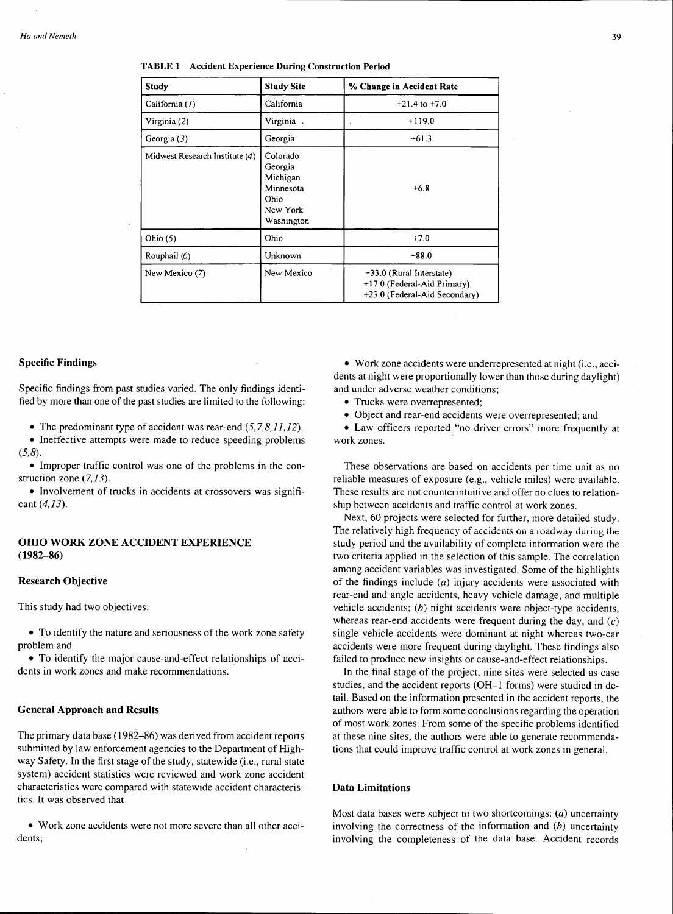**TABLE 1 Accident Experience During Construction Period**

| Study | Study Site | % Change in Accident Rate |
|---|---|---|
| California (1) | California | +21.4 to +7.0 |
| Virginia (2) | Virginia | +119.0 |
| Georgia (3) | Georgia | +61.3 |
| Midwest Research Institute (4) | Colorado<br>Georgia<br>Michigan<br>Minnesota<br>Ohio<br>New York<br>Washington | +6.8 |
| Ohio (5) | Ohio | +7.0 |
| Rouphail (6) | Unknown | +88.0 |
| New Mexico (7) | New Mexico | +33.0 (Rural Interstate)<br>+17.0 (Federal-Aid Primary)<br>+23.0 (Federal-Aid Secondary) |

### Specific Findings

Specific findings from past studies varied. The only findings identified by more than one of the past studies are limited to the following:

- The predominant type of accident was rear-end (*5,7,8,11,12*).
- Ineffective attempts were made to reduce speeding problems (*5,8*).
- Improper traffic control was one of the problems in the construction zone (*7,13*).
- Involvement of trucks in accidents at crossovers was significant (*4,13*).

## OHIO WORK ZONE ACCIDENT EXPERIENCE (1982–86)

### Research Objective

This study had two objectives:

- To identify the nature and seriousness of the work zone safety problem and
- To identify the major cause-and-effect relationships of accidents in work zones and make recommendations.

### General Approach and Results

The primary data base (1982–86) was derived from accident reports submitted by law enforcement agencies to the Department of Highway Safety. In the first stage of the study, statewide (i.e., rural state system) accident statistics were reviewed and work zone accident characteristics were compared with statewide accident characteristics. It was observed that

- Work zone accidents were not more severe than all other accidents;
- Work zone accidents were underrepresented at night (i.e., accidents at night were proportionally lower than those during daylight) and under adverse weather conditions;
- Trucks were overrepresented;
- Object and rear-end accidents were overrepresented; and
- Law officers reported "no driver errors" more frequently at work zones.

These observations are based on accidents per time unit as no reliable measures of exposure (e.g., vehicle miles) were available. These results are not counterintuitive and offer no clues to relationship between accidents and traffic control at work zones.

Next, 60 projects were selected for further, more detailed study. The relatively high frequency of accidents on a roadway during the study period and the availability of complete information were the two criteria applied in the selection of this sample. The correlation among accident variables was investigated. Some of the highlights of the findings include (*a*) injury accidents were associated with rear-end and angle accidents, heavy vehicle damage, and multiple vehicle accidents; (*b*) night accidents were object-type accidents, whereas rear-end accidents were frequent during the day, and (*c*) single vehicle accidents were dominant at night whereas two-car accidents were more frequent during daylight. These findings also failed to produce new insights or cause-and-effect relationships.

In the final stage of the project, nine sites were selected as case studies, and the accident reports (OH–1 forms) were studied in detail. Based on the information presented in the accident reports, the authors were able to form some conclusions regarding the operation of most work zones. From some of the specific problems identified at these nine sites, the authors were able to generate recommendations that could improve traffic control at work zones in general.

### Data Limitations

Most data bases were subject to two shortcomings: (*a*) uncertainty involving the correctness of the information and (*b*) uncertainty involving the completeness of the data base. Accident records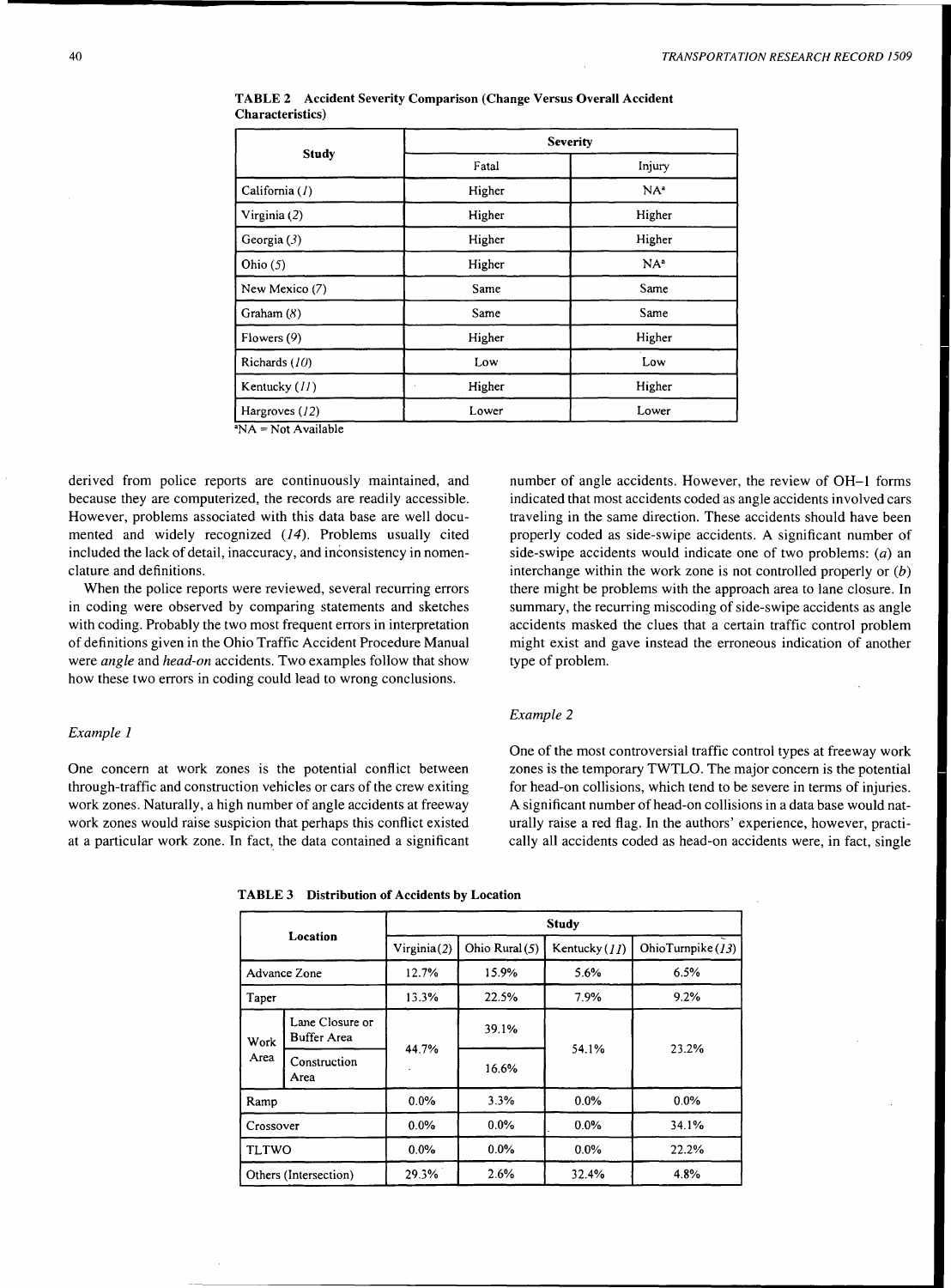**TABLE 2 Accident Severity Comparison (Change Versus Overall Accident Characteristics)**

| Study | Severity | |
|---|---|---|
| | Fatal | Injury |
| California (*1*) | Higher | NA[a] |
| Virginia (*2*) | Higher | Higher |
| Georgia (*3*) | Higher | Higher |
| Ohio (*5*) | Higher | NA[a] |
| New Mexico (*7*) | Same | Same |
| Graham (*8*) | Same | Same |
| Flowers (*9*) | Higher | Higher |
| Richards (*10*) | Low | Low |
| Kentucky (*11*) | Higher | Higher |
| Hargroves (*12*) | Lower | Lower |

[a]NA = Not Available

derived from police reports are continuously maintained, and because they are computerized, the records are readily accessible. However, problems associated with this data base are well documented and widely recognized (*14*). Problems usually cited included the lack of detail, inaccuracy, and inconsistency in nomenclature and definitions.

When the police reports were reviewed, several recurring errors in coding were observed by comparing statements and sketches with coding. Probably the two most frequent errors in interpretation of definitions given in the Ohio Traffic Accident Procedure Manual were *angle* and *head-on* accidents. Two examples follow that show how these two errors in coding could lead to wrong conclusions.

*Example 1*

One concern at work zones is the potential conflict between through-traffic and construction vehicles or cars of the crew exiting work zones. Naturally, a high number of angle accidents at freeway work zones would raise suspicion that perhaps this conflict existed at a particular work zone. In fact, the data contained a significant number of angle accidents. However, the review of OH–1 forms indicated that most accidents coded as angle accidents involved cars traveling in the same direction. These accidents should have been properly coded as side-swipe accidents. A significant number of side-swipe accidents would indicate one of two problems: (*a*) an interchange within the work zone is not controlled properly or (*b*) there might be problems with the approach area to lane closure. In summary, the recurring miscoding of side-swipe accidents as angle accidents masked the clues that a certain traffic control problem might exist and gave instead the erroneous indication of another type of problem.

*Example 2*

One of the most controversial traffic control types at freeway work zones is the temporary TWTLO. The major concern is the potential for head-on collisions, which tend to be severe in terms of injuries. A significant number of head-on collisions in a data base would naturally raise a red flag. In the authors' experience, however, practically all accidents coded as head-on accidents were, in fact, single

**TABLE 3 Distribution of Accidents by Location**

| Location | | Study | | | |
|---|---|---|---|---|---|
| | | Virginia (*2*) | Ohio Rural (*5*) | Kentucky (*11*) | Ohio Turnpike (*13*) |
| Advance Zone | | 12.7% | 15.9% | 5.6% | 6.5% |
| Taper | | 13.3% | 22.5% | 7.9% | 9.2% |
| Work Area | Lane Closure or Buffer Area | 44.7% | 39.1% | 54.1% | 23.2% |
| | Construction Area | | 16.6% | | |
| Ramp | | 0.0% | 3.3% | 0.0% | 0.0% |
| Crossover | | 0.0% | 0.0% | 0.0% | 34.1% |
| TLTWO | | 0.0% | 0.0% | 0.0% | 22.2% |
| Others (Intersection) | | 29.3% | 2.6% | 32.4% | 4.8% |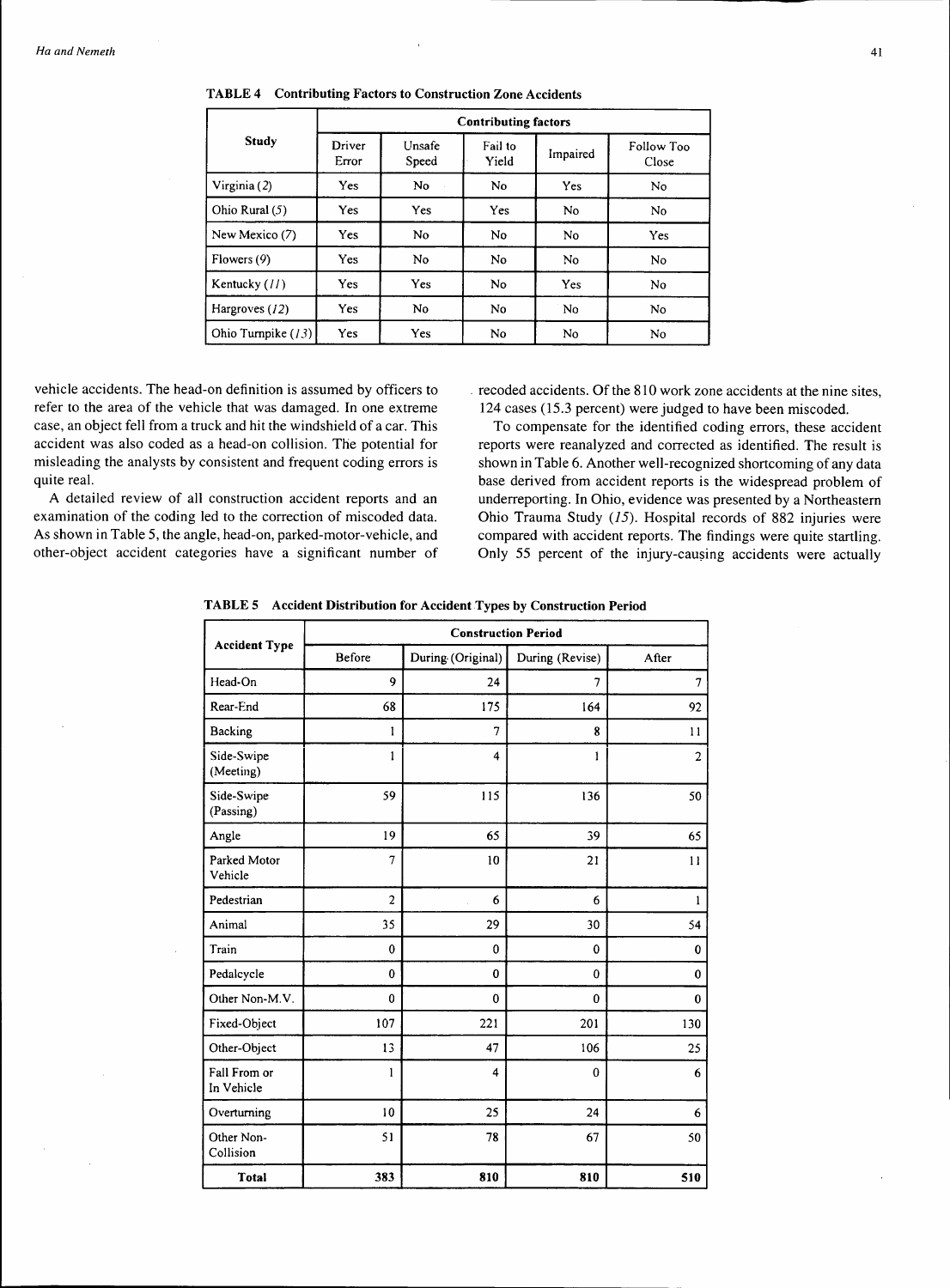**TABLE 4 Contributing Factors to Construction Zone Accidents**

| Study | Contributing factors | | | | |
|---|---|---|---|---|---|
| | Driver Error | Unsafe Speed | Fail to Yield | Impaired | Follow Too Close |
| Virginia (*2*) | Yes | No | No | Yes | No |
| Ohio Rural (*5*) | Yes | Yes | Yes | No | No |
| New Mexico (*7*) | Yes | No | No | No | Yes |
| Flowers (*9*) | Yes | No | No | No | No |
| Kentucky (*11*) | Yes | Yes | No | Yes | No |
| Hargroves (*12*) | Yes | No | No | No | No |
| Ohio Turnpike (*13*) | Yes | Yes | No | No | No |

vehicle accidents. The head-on definition is assumed by officers to refer to the area of the vehicle that was damaged. In one extreme case, an object fell from a truck and hit the windshield of a car. This accident was also coded as a head-on collision. The potential for misleading the analysts by consistent and frequent coding errors is quite real.

A detailed review of all construction accident reports and an examination of the coding led to the correction of miscoded data. As shown in Table 5, the angle, head-on, parked-motor-vehicle, and other-object accident categories have a significant number of recoded accidents. Of the 810 work zone accidents at the nine sites, 124 cases (15.3 percent) were judged to have been miscoded.

To compensate for the identified coding errors, these accident reports were reanalyzed and corrected as identified. The result is shown in Table 6. Another well-recognized shortcoming of any data base derived from accident reports is the widespread problem of underreporting. In Ohio, evidence was presented by a Northeastern Ohio Trauma Study (*15*). Hospital records of 882 injuries were compared with accident reports. The findings were quite startling. Only 55 percent of the injury-causing accidents were actually

**TABLE 5 Accident Distribution for Accident Types by Construction Period**

| Accident Type | Construction Period | | | |
|---|---|---|---|---|
| | Before | During (Original) | During (Revise) | After |
| Head-On | 9 | 24 | 7 | 7 |
| Rear-End | 68 | 175 | 164 | 92 |
| Backing | 1 | 7 | 8 | 11 |
| Side-Swipe (Meeting) | 1 | 4 | 1 | 2 |
| Side-Swipe (Passing) | 59 | 115 | 136 | 50 |
| Angle | 19 | 65 | 39 | 65 |
| Parked Motor Vehicle | 7 | 10 | 21 | 11 |
| Pedestrian | 2 | 6 | 6 | 1 |
| Animal | 35 | 29 | 30 | 54 |
| Train | 0 | 0 | 0 | 0 |
| Pedalcycle | 0 | 0 | 0 | 0 |
| Other Non-M.V. | 0 | 0 | 0 | 0 |
| Fixed-Object | 107 | 221 | 201 | 130 |
| Other-Object | 13 | 47 | 106 | 25 |
| Fall From or In Vehicle | 1 | 4 | 0 | 6 |
| Overturning | 10 | 25 | 24 | 6 |
| Other Non-Collision | 51 | 78 | 67 | 50 |
| **Total** | **383** | **810** | **810** | **510** |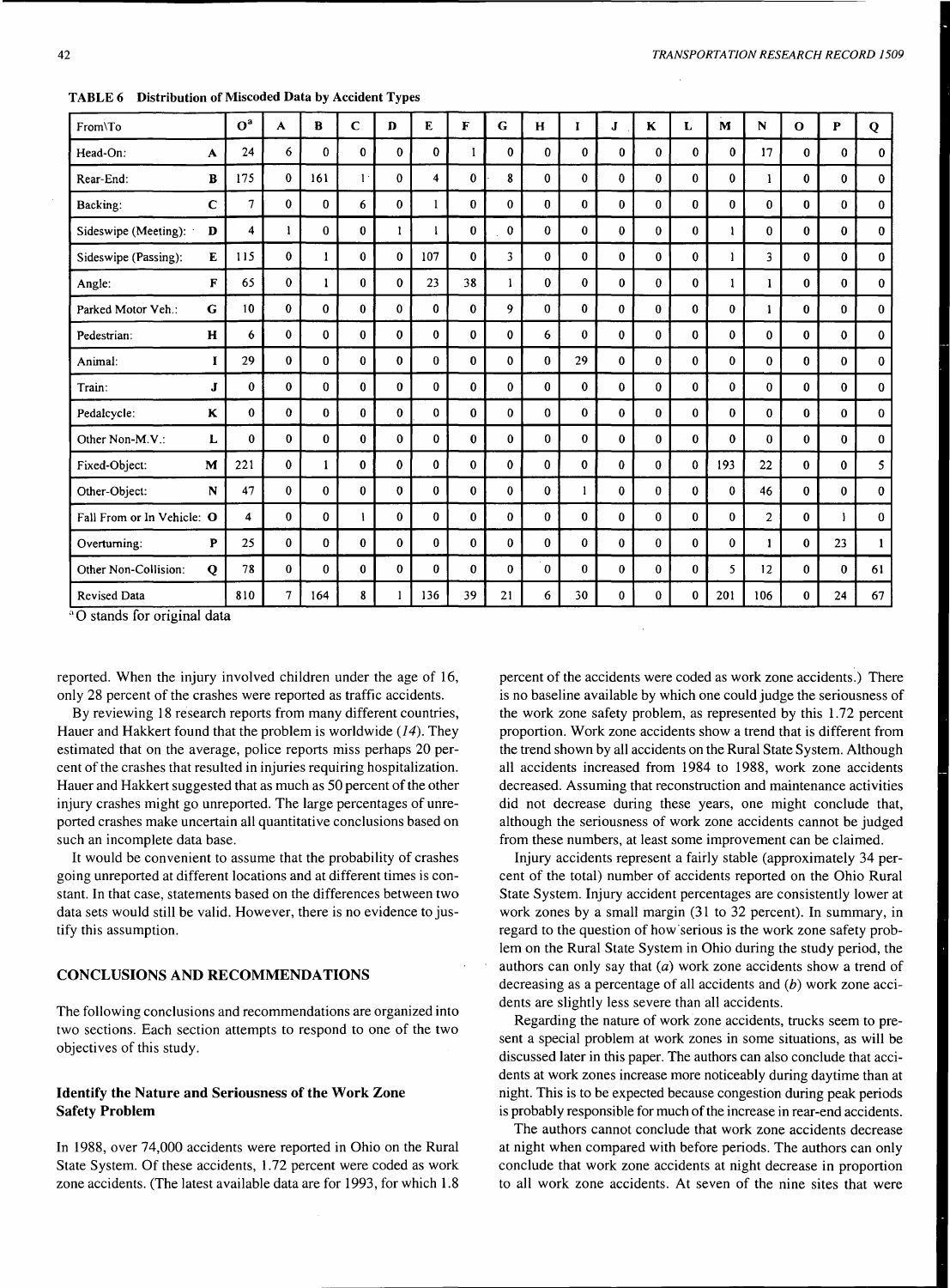**TABLE 6 Distribution of Miscoded Data by Accident Types**

| From\To | | O[a] | A | B | C | D | E | F | G | H | I | J | K | L | M | N | O | P | Q |
|---|---|---|---|---|---|---|---|---|---|---|---|---|---|---|---|---|---|---|---|
| Head-On: | A | 24 | 6 | 0 | 0 | 0 | 0 | 1 | 0 | 0 | 0 | 0 | 0 | 0 | 0 | 17 | 0 | 0 | 0 |
| Rear-End: | B | 175 | 0 | 161 | 1 | 0 | 4 | 0 | 8 | 0 | 0 | 0 | 0 | 0 | 0 | 1 | 0 | 0 | 0 |
| Backing: | C | 7 | 0 | 0 | 6 | 0 | 1 | 0 | 0 | 0 | 0 | 0 | 0 | 0 | 0 | 0 | 0 | 0 | 0 |
| Sideswipe (Meeting): | D | 4 | 1 | 0 | 0 | 1 | 1 | 0 | 0 | 0 | 0 | 0 | 0 | 0 | 1 | 0 | 0 | 0 | 0 |
| Sideswipe (Passing): | E | 115 | 0 | 1 | 0 | 0 | 107 | 0 | 3 | 0 | 0 | 0 | 0 | 0 | 1 | 3 | 0 | 0 | 0 |
| Angle: | F | 65 | 0 | 1 | 0 | 0 | 23 | 38 | 1 | 0 | 0 | 0 | 0 | 0 | 1 | 1 | 0 | 0 | 0 |
| Parked Motor Veh.: | G | 10 | 0 | 0 | 0 | 0 | 0 | 0 | 9 | 0 | 0 | 0 | 0 | 0 | 0 | 1 | 0 | 0 | 0 |
| Pedestrian: | H | 6 | 0 | 0 | 0 | 0 | 0 | 0 | 0 | 6 | 0 | 0 | 0 | 0 | 0 | 0 | 0 | 0 | 0 |
| Animal: | I | 29 | 0 | 0 | 0 | 0 | 0 | 0 | 0 | 0 | 29 | 0 | 0 | 0 | 0 | 0 | 0 | 0 | 0 |
| Train: | J | 0 | 0 | 0 | 0 | 0 | 0 | 0 | 0 | 0 | 0 | 0 | 0 | 0 | 0 | 0 | 0 | 0 | 0 |
| Pedalcycle: | K | 0 | 0 | 0 | 0 | 0 | 0 | 0 | 0 | 0 | 0 | 0 | 0 | 0 | 0 | 0 | 0 | 0 | 0 |
| Other Non-M.V.: | L | 0 | 0 | 0 | 0 | 0 | 0 | 0 | 0 | 0 | 0 | 0 | 0 | 0 | 0 | 0 | 0 | 0 | 0 |
| Fixed-Object: | M | 221 | 0 | 1 | 0 | 0 | 0 | 0 | 0 | 0 | 0 | 0 | 0 | 0 | 193 | 22 | 0 | 0 | 5 |
| Other-Object: | N | 47 | 0 | 0 | 0 | 0 | 0 | 0 | 0 | 0 | 1 | 0 | 0 | 0 | 0 | 46 | 0 | 0 | 0 |
| Fall From or In Vehicle: | O | 4 | 0 | 0 | 1 | 0 | 0 | 0 | 0 | 0 | 0 | 0 | 0 | 0 | 0 | 2 | 0 | 1 | 0 |
| Overturning: | P | 25 | 0 | 0 | 0 | 0 | 0 | 0 | 0 | 0 | 0 | 0 | 0 | 0 | 0 | 1 | 0 | 23 | 1 |
| Other Non-Collision: | Q | 78 | 0 | 0 | 0 | 0 | 0 | 0 | 0 | 0 | 0 | 0 | 0 | 0 | 5 | 12 | 0 | 0 | 61 |
| Revised Data | | 810 | 7 | 164 | 8 | 1 | 136 | 39 | 21 | 6 | 30 | 0 | 0 | 0 | 201 | 106 | 0 | 24 | 67 |

[a] O stands for original data

reported. When the injury involved children under the age of 16, only 28 percent of the crashes were reported as traffic accidents.

By reviewing 18 research reports from many different countries, Hauer and Hakkert found that the problem is worldwide (*14*). They estimated that on the average, police reports miss perhaps 20 percent of the crashes that resulted in injuries requiring hospitalization. Hauer and Hakkert suggested that as much as 50 percent of the other injury crashes might go unreported. The large percentages of unreported crashes make uncertain all quantitative conclusions based on such an incomplete data base.

It would be convenient to assume that the probability of crashes going unreported at different locations and at different times is constant. In that case, statements based on the differences between two data sets would still be valid. However, there is no evidence to justify this assumption.

## CONCLUSIONS AND RECOMMENDATIONS

The following conclusions and recommendations are organized into two sections. Each section attempts to respond to one of the two objectives of this study.

### Identify the Nature and Seriousness of the Work Zone Safety Problem

In 1988, over 74,000 accidents were reported in Ohio on the Rural State System. Of these accidents, 1.72 percent were coded as work zone accidents. (The latest available data are for 1993, for which 1.8 percent of the accidents were coded as work zone accidents.) There is no baseline available by which one could judge the seriousness of the work zone safety problem, as represented by this 1.72 percent proportion. Work zone accidents show a trend that is different from the trend shown by all accidents on the Rural State System. Although all accidents increased from 1984 to 1988, work zone accidents decreased. Assuming that reconstruction and maintenance activities did not decrease during these years, one might conclude that, although the seriousness of work zone accidents cannot be judged from these numbers, at least some improvement can be claimed.

Injury accidents represent a fairly stable (approximately 34 percent of the total) number of accidents reported on the Ohio Rural State System. Injury accident percentages are consistently lower at work zones by a small margin (31 to 32 percent). In summary, in regard to the question of how serious is the work zone safety problem on the Rural State System in Ohio during the study period, the authors can only say that (*a*) work zone accidents show a trend of decreasing as a percentage of all accidents and (*b*) work zone accidents are slightly less severe than all accidents.

Regarding the nature of work zone accidents, trucks seem to present a special problem at work zones in some situations, as will be discussed later in this paper. The authors can also conclude that accidents at work zones increase more noticeably during daytime than at night. This is to be expected because congestion during peak periods is probably responsible for much of the increase in rear-end accidents.

The authors cannot conclude that work zone accidents decrease at night when compared with before periods. The authors can only conclude that work zone accidents at night decrease in proportion to all work zone accidents. At seven of the nine sites that were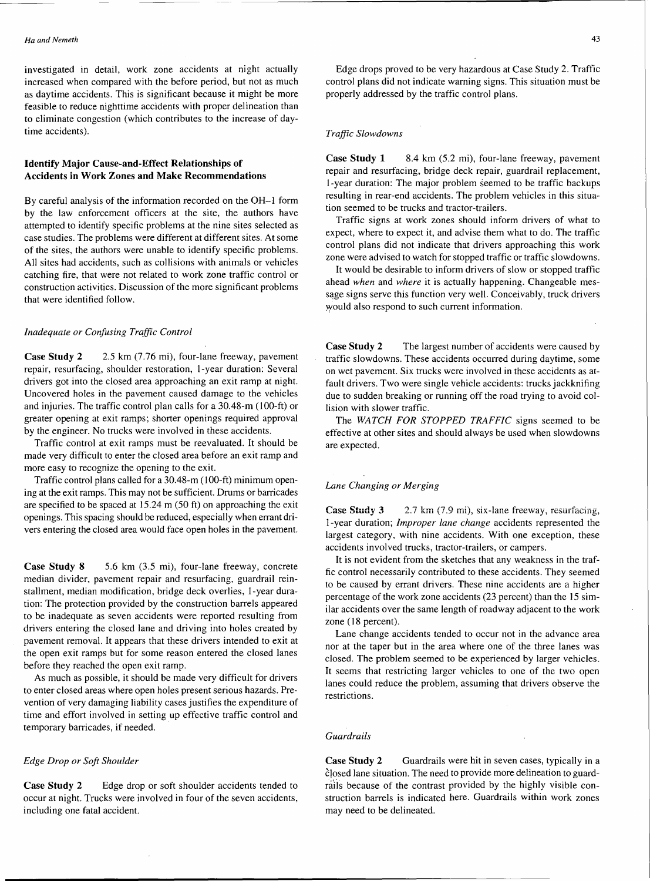investigated in detail, work zone accidents at night actually increased when compared with the before period, but not as much as daytime accidents. This is significant because it might be more feasible to reduce nighttime accidents with proper delineation than to eliminate congestion (which contributes to the increase of daytime accidents).

### Identify Major Cause-and-Effect Relationships of Accidents in Work Zones and Make Recommendations

By careful analysis of the information recorded on the OH–1 form by the law enforcement officers at the site, the authors have attempted to identify specific problems at the nine sites selected as case studies. The problems were different at different sites. At some of the sites, the authors were unable to identify specific problems. All sites had accidents, such as collisions with animals or vehicles catching fire, that were not related to work zone traffic control or construction activities. Discussion of the more significant problems that were identified follow.

#### *Inadequate or Confusing Traffic Control*

**Case Study 2** 2.5 km (7.76 mi), four-lane freeway, pavement repair, resurfacing, shoulder restoration, 1-year duration: Several drivers got into the closed area approaching an exit ramp at night. Uncovered holes in the pavement caused damage to the vehicles and injuries. The traffic control plan calls for a 30.48-m (100-ft) or greater opening at exit ramps; shorter openings required approval by the engineer. No trucks were involved in these accidents.

Traffic control at exit ramps must be reevaluated. It should be made very difficult to enter the closed area before an exit ramp and more easy to recognize the opening to the exit.

Traffic control plans called for a 30.48-m (100-ft) minimum opening at the exit ramps. This may not be sufficient. Drums or barricades are specified to be spaced at 15.24 m (50 ft) on approaching the exit openings. This spacing should be reduced, especially when errant drivers entering the closed area would face open holes in the pavement.

**Case Study 8** 5.6 km (3.5 mi), four-lane freeway, concrete median divider, pavement repair and resurfacing, guardrail reinstallment, median modification, bridge deck overlies, 1-year duration: The protection provided by the construction barrels appeared to be inadequate as seven accidents were reported resulting from drivers entering the closed lane and driving into holes created by pavement removal. It appears that these drivers intended to exit at the open exit ramps but for some reason entered the closed lanes before they reached the open exit ramp.

As much as possible, it should be made very difficult for drivers to enter closed areas where open holes present serious hazards. Prevention of very damaging liability cases justifies the expenditure of time and effort involved in setting up effective traffic control and temporary barricades, if needed.

#### *Edge Drop or Soft Shoulder*

**Case Study 2** Edge drop or soft shoulder accidents tended to occur at night. Trucks were involved in four of the seven accidents, including one fatal accident.

Edge drops proved to be very hazardous at Case Study 2. Traffic control plans did not indicate warning signs. This situation must be properly addressed by the traffic control plans.

#### *Traffic Slowdowns*

**Case Study 1** 8.4 km (5.2 mi), four-lane freeway, pavement repair and resurfacing, bridge deck repair, guardrail replacement, 1-year duration: The major problem seemed to be traffic backups resulting in rear-end accidents. The problem vehicles in this situation seemed to be trucks and tractor-trailers.

Traffic signs at work zones should inform drivers of what to expect, where to expect it, and advise them what to do. The traffic control plans did not indicate that drivers approaching this work zone were advised to watch for stopped traffic or traffic slowdowns.

It would be desirable to inform drivers of slow or stopped traffic ahead *when* and *where* it is actually happening. Changeable message signs serve this function very well. Conceivably, truck drivers would also respond to such current information.

**Case Study 2** The largest number of accidents were caused by traffic slowdowns. These accidents occurred during daytime, some on wet pavement. Six trucks were involved in these accidents as at-fault drivers. Two were single vehicle accidents: trucks jackknifing due to sudden breaking or running off the road trying to avoid collision with slower traffic.

The *WATCH FOR STOPPED TRAFFIC* signs seemed to be effective at other sites and should always be used when slowdowns are expected.

#### *Lane Changing or Merging*

**Case Study 3** 2.7 km (7.9 mi), six-lane freeway, resurfacing, 1-year duration; *Improper lane change* accidents represented the largest category, with nine accidents. With one exception, these accidents involved trucks, tractor-trailers, or campers.

It is not evident from the sketches that any weakness in the traffic control necessarily contributed to these accidents. They seemed to be caused by errant drivers. These nine accidents are a higher percentage of the work zone accidents (23 percent) than the 15 similar accidents over the same length of roadway adjacent to the work zone (18 percent).

Lane change accidents tended to occur not in the advance area nor at the taper but in the area where one of the three lanes was closed. The problem seemed to be experienced by larger vehicles. It seems that restricting larger vehicles to one of the two open lanes could reduce the problem, assuming that drivers observe the restrictions.

#### *Guardrails*

**Case Study 2** Guardrails were hit in seven cases, typically in a closed lane situation. The need to provide more delineation to guardrails because of the contrast provided by the highly visible construction barrels is indicated here. Guardrails within work zones may need to be delineated.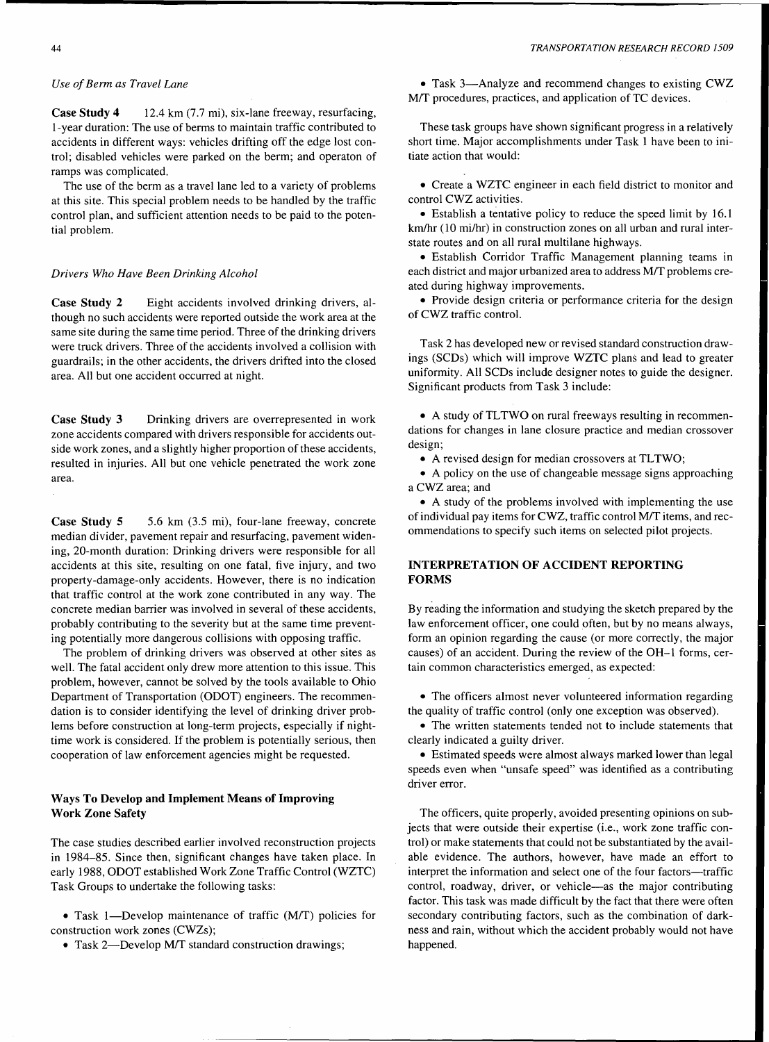*Use of Berm as Travel Lane*

**Case Study 4** 12.4 km (7.7 mi), six-lane freeway, resurfacing, 1-year duration: The use of berms to maintain traffic contributed to accidents in different ways: vehicles drifting off the edge lost control; disabled vehicles were parked on the berm; and operaton of ramps was complicated.

The use of the berm as a travel lane led to a variety of problems at this site. This special problem needs to be handled by the traffic control plan, and sufficient attention needs to be paid to the potential problem.

*Drivers Who Have Been Drinking Alcohol*

**Case Study 2** Eight accidents involved drinking drivers, although no such accidents were reported outside the work area at the same site during the same time period. Three of the drinking drivers were truck drivers. Three of the accidents involved a collision with guardrails; in the other accidents, the drivers drifted into the closed area. All but one accident occurred at night.

**Case Study 3** Drinking drivers are overrepresented in work zone accidents compared with drivers responsible for accidents outside work zones, and a slightly higher proportion of these accidents, resulted in injuries. All but one vehicle penetrated the work zone area.

**Case Study 5** 5.6 km (3.5 mi), four-lane freeway, concrete median divider, pavement repair and resurfacing, pavement widening, 20-month duration: Drinking drivers were responsible for all accidents at this site, resulting on one fatal, five injury, and two property-damage-only accidents. However, there is no indication that traffic control at the work zone contributed in any way. The concrete median barrier was involved in several of these accidents, probably contributing to the severity but at the same time preventing potentially more dangerous collisions with opposing traffic.

The problem of drinking drivers was observed at other sites as well. The fatal accident only drew more attention to this issue. This problem, however, cannot be solved by the tools available to Ohio Department of Transportation (ODOT) engineers. The recommendation is to consider identifying the level of drinking driver problems before construction at long-term projects, especially if nighttime work is considered. If the problem is potentially serious, then cooperation of law enforcement agencies might be requested.

### Ways To Develop and Implement Means of Improving Work Zone Safety

The case studies described earlier involved reconstruction projects in 1984–85. Since then, significant changes have taken place. In early 1988, ODOT established Work Zone Traffic Control (WZTC) Task Groups to undertake the following tasks:

- Task 1—Develop maintenance of traffic (M/T) policies for construction work zones (CWZs);
- Task 2—Develop M/T standard construction drawings;
- Task 3—Analyze and recommend changes to existing CWZ M/T procedures, practices, and application of TC devices.

These task groups have shown significant progress in a relatively short time. Major accomplishments under Task 1 have been to initiate action that would:

- Create a WZTC engineer in each field district to monitor and control CWZ activities.
- Establish a tentative policy to reduce the speed limit by 16.1 km/hr (10 mi/hr) in construction zones on all urban and rural interstate routes and on all rural multilane highways.
- Establish Corridor Traffic Management planning teams in each district and major urbanized area to address M/T problems created during highway improvements.
- Provide design criteria or performance criteria for the design of CWZ traffic control.

Task 2 has developed new or revised standard construction drawings (SCDs) which will improve WZTC plans and lead to greater uniformity. All SCDs include designer notes to guide the designer. Significant products from Task 3 include:

- A study of TLTWO on rural freeways resulting in recommendations for changes in lane closure practice and median crossover design;
- A revised design for median crossovers at TLTWO;
- A policy on the use of changeable message signs approaching a CWZ area; and
- A study of the problems involved with implementing the use of individual pay items for CWZ, traffic control M/T items, and recommendations to specify such items on selected pilot projects.

## INTERPRETATION OF ACCIDENT REPORTING FORMS

By reading the information and studying the sketch prepared by the law enforcement officer, one could often, but by no means always, form an opinion regarding the cause (or more correctly, the major causes) of an accident. During the review of the OH–1 forms, certain common characteristics emerged, as expected:

- The officers almost never volunteered information regarding the quality of traffic control (only one exception was observed).
- The written statements tended not to include statements that clearly indicated a guilty driver.
- Estimated speeds were almost always marked lower than legal speeds even when "unsafe speed" was identified as a contributing driver error.

The officers, quite properly, avoided presenting opinions on subjects that were outside their expertise (i.e., work zone traffic control) or make statements that could not be substantiated by the available evidence. The authors, however, have made an effort to interpret the information and select one of the four factors—traffic control, roadway, driver, or vehicle—as the major contributing factor. This task was made difficult by the fact that there were often secondary contributing factors, such as the combination of darkness and rain, without which the accident probably would not have happened.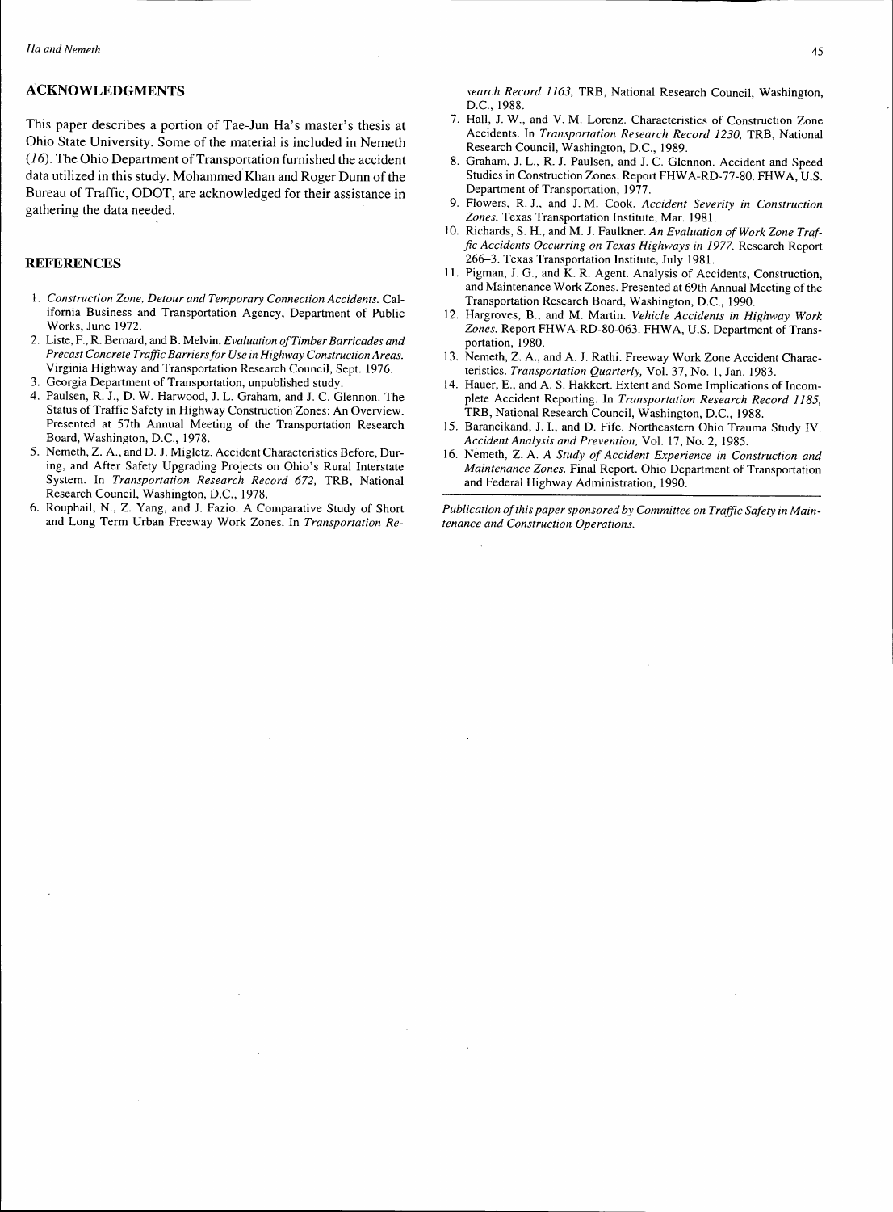## ACKNOWLEDGMENTS

This paper describes a portion of Tae-Jun Ha's master's thesis at Ohio State University. Some of the material is included in Nemeth (*16*). The Ohio Department of Transportation furnished the accident data utilized in this study. Mohammed Khan and Roger Dunn of the Bureau of Traffic, ODOT, are acknowledged for their assistance in gathering the data needed.

## REFERENCES

1. *Construction Zone, Detour and Temporary Connection Accidents.* California Business and Transportation Agency, Department of Public Works, June 1972.
2. Liste, F., R. Bernard, and B. Melvin. *Evaluation of Timber Barricades and Precast Concrete Traffic Barriers for Use in Highway Construction Areas.* Virginia Highway and Transportation Research Council, Sept. 1976.
3. Georgia Department of Transportation, unpublished study.
4. Paulsen, R. J., D. W. Harwood, J. L. Graham, and J. C. Glennon. The Status of Traffic Safety in Highway Construction Zones: An Overview. Presented at 57th Annual Meeting of the Transportation Research Board, Washington, D.C., 1978.
5. Nemeth, Z. A., and D. J. Migletz. Accident Characteristics Before, During, and After Safety Upgrading Projects on Ohio's Rural Interstate System. In *Transportation Research Record 672,* TRB, National Research Council, Washington, D.C., 1978.
6. Rouphail, N., Z. Yang, and J. Fazio. A Comparative Study of Short and Long Term Urban Freeway Work Zones. In *Transportation Research Record 1163,* TRB, National Research Council, Washington, D.C., 1988.
7. Hall, J. W., and V. M. Lorenz. Characteristics of Construction Zone Accidents. In *Transportation Research Record 1230,* TRB, National Research Council, Washington, D.C., 1989.
8. Graham, J. L., R. J. Paulsen, and J. C. Glennon. Accident and Speed Studies in Construction Zones. Report FHWA-RD-77-80. FHWA, U.S. Department of Transportation, 1977.
9. Flowers, R. J., and J. M. Cook. *Accident Severity in Construction Zones.* Texas Transportation Institute, Mar. 1981.
10. Richards, S. H., and M. J. Faulkner. *An Evaluation of Work Zone Traffic Accidents Occurring on Texas Highways in 1977.* Research Report 266–3. Texas Transportation Institute, July 1981.
11. Pigman, J. G., and K. R. Agent. Analysis of Accidents, Construction, and Maintenance Work Zones. Presented at 69th Annual Meeting of the Transportation Research Board, Washington, D.C., 1990.
12. Hargroves, B., and M. Martin. *Vehicle Accidents in Highway Work Zones.* Report FHWA-RD-80-063. FHWA, U.S. Department of Transportation, 1980.
13. Nemeth, Z. A., and A. J. Rathi. Freeway Work Zone Accident Characteristics. *Transportation Quarterly,* Vol. 37, No. 1, Jan. 1983.
14. Hauer, E., and A. S. Hakkert. Extent and Some Implications of Incomplete Accident Reporting. In *Transportation Research Record 1185,* TRB, National Research Council, Washington, D.C., 1988.
15. Barancikand, J. I., and D. Fife. Northeastern Ohio Trauma Study IV. *Accident Analysis and Prevention,* Vol. 17, No. 2, 1985.
16. Nemeth, Z. A. *A Study of Accident Experience in Construction and Maintenance Zones.* Final Report. Ohio Department of Transportation and Federal Highway Administration, 1990.

*Publication of this paper sponsored by Committee on Traffic Safety in Maintenance and Construction Operations.*